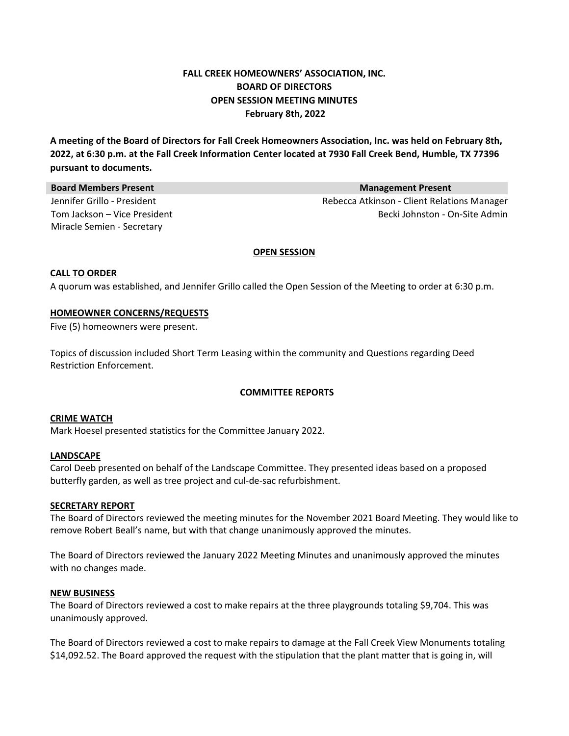# FALL CREEK HOMEOWNERS' ASSOCIATION, INC.
## BOARD OF DIRECTORS
## OPEN SESSION MEETING MINUTES
## February 8th, 2022

**A meeting of the Board of Directors for Fall Creek Homeowners Association, Inc. was held on February 8th, 2022, at 6:30 p.m. at the Fall Creek Information Center located at 7930 Fall Creek Bend, Humble, TX 77396 pursuant to documents.**

| Board Members Present | Management Present |
| --- | --- |
| Jennifer Grillo - President | Rebecca Atkinson - Client Relations Manager |
| Tom Jackson – Vice President | Becki Johnston - On-Site Admin |
| Miracle Semien - Secretary | |

### OPEN SESSION

**CALL TO ORDER**

A quorum was established, and Jennifer Grillo called the Open Session of the Meeting to order at 6:30 p.m.

**HOMEOWNER CONCERNS/REQUESTS**

Five (5) homeowners were present.

Topics of discussion included Short Term Leasing within the community and Questions regarding Deed Restriction Enforcement.

### COMMITTEE REPORTS

**CRIME WATCH**

Mark Hoesel presented statistics for the Committee January 2022.

**LANDSCAPE**

Carol Deeb presented on behalf of the Landscape Committee. They presented ideas based on a proposed butterfly garden, as well as tree project and cul-de-sac refurbishment.

**SECRETARY REPORT**

The Board of Directors reviewed the meeting minutes for the November 2021 Board Meeting. They would like to remove Robert Beall's name, but with that change unanimously approved the minutes.

The Board of Directors reviewed the January 2022 Meeting Minutes and unanimously approved the minutes with no changes made.

**NEW BUSINESS**

The Board of Directors reviewed a cost to make repairs at the three playgrounds totaling $9,704. This was unanimously approved.

The Board of Directors reviewed a cost to make repairs to damage at the Fall Creek View Monuments totaling $14,092.52. The Board approved the request with the stipulation that the plant matter that is going in, will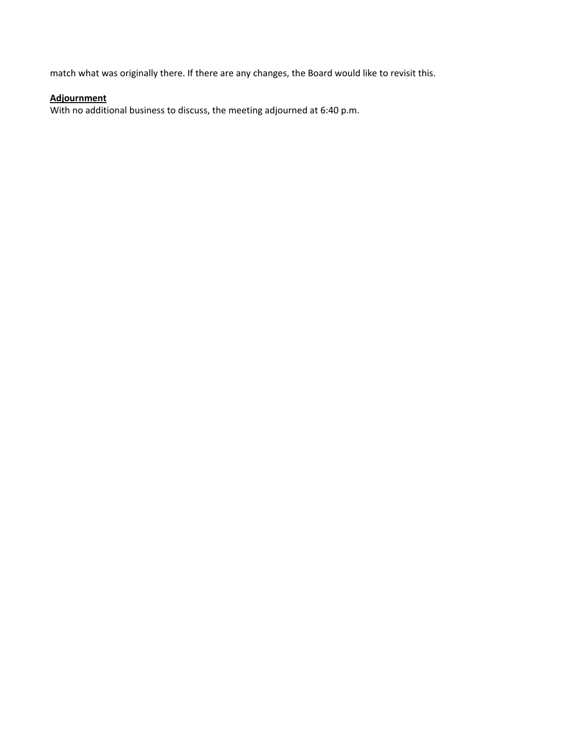match what was originally there. If there are any changes, the Board would like to revisit this.

**<u>Adjournment</u>**

With no additional business to discuss, the meeting adjourned at 6:40 p.m.